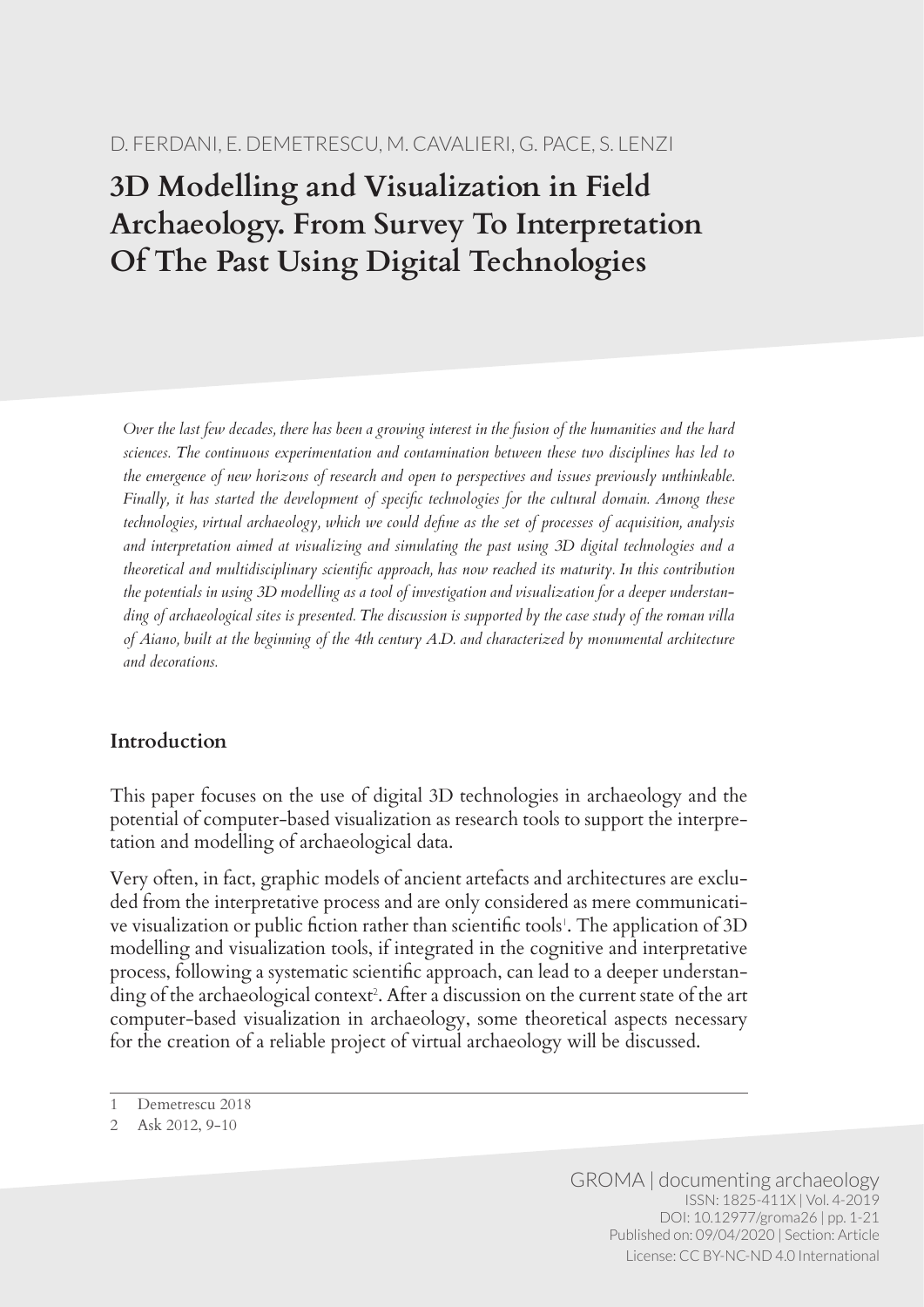D. FERDANI, E. DEMETRESCU, M. CAVALIERI, G. PACE, S. LENZI

# 3D Modelling and Visualization in Field Archaeology. From Survey To Interpretation Of The Past Using Digital Technologies

*Over the last few decades, there has been a growing interest in the fusion of the humanities and the hard sciences. The continuous experimentation and contamination between these two disciplines has led to the emergence of new horizons of research and open to perspectives and issues previously unthinkable. Finally, it has started the development of specific technologies for the cultural domain. Among these technologies, virtual archaeology, which we could define as the set of processes of acquisition, analysis and interpretation aimed at visualizing and simulating the past using 3D digital technologies and a theoretical and multidisciplinary scientific approach, has now reached its maturity. In this contribution the potentials in using 3D modelling as a tool of investigation and visualization for a deeper understanding of archaeological sites is presented. The discussion is supported by the case study of the roman villa of Aiano, built at the beginning of the 4th century A.D. and characterized by monumental architecture and decorations.*

## Introduction

This paper focuses on the use of digital 3D technologies in archaeology and the potential of computer-based visualization as research tools to support the interpretation and modelling of archaeological data.

Very often, in fact, graphic models of ancient artefacts and architectures are excluded from the interpretative process and are only considered as mere communicative visualization or public fiction rather than scientific tools[1]. The application of 3D modelling and visualization tools, if integrated in the cognitive and interpretative process, following a systematic scientific approach, can lead to a deeper understanding of the archaeological context[2]. After a discussion on the current state of the art computer-based visualization in archaeology, some theoretical aspects necessary for the creation of a reliable project of virtual archaeology will be discussed.

1 Demetrescu 2018

2 Ask 2012, 9-10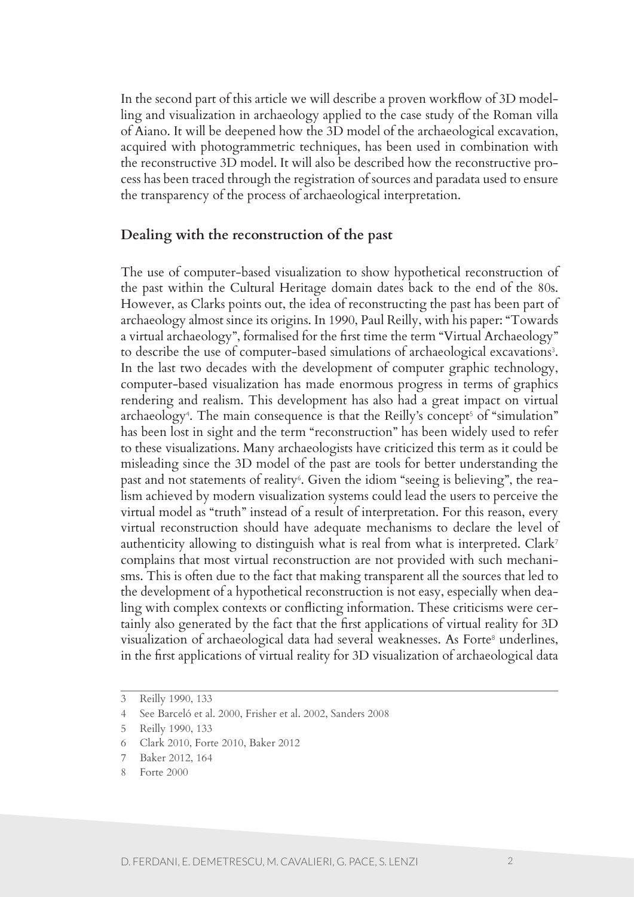In the second part of this article we will describe a proven workflow of 3D modelling and visualization in archaeology applied to the case study of the Roman villa of Aiano. It will be deepened how the 3D model of the archaeological excavation, acquired with photogrammetric techniques, has been used in combination with the reconstructive 3D model. It will also be described how the reconstructive process has been traced through the registration of sources and paradata used to ensure the transparency of the process of archaeological interpretation.

## Dealing with the reconstruction of the past

The use of computer-based visualization to show hypothetical reconstruction of the past within the Cultural Heritage domain dates back to the end of the 80s. However, as Clarks points out, the idea of reconstructing the past has been part of archaeology almost since its origins. In 1990, Paul Reilly, with his paper: "Towards a virtual archaeology", formalised for the first time the term "Virtual Archaeology" to describe the use of computer-based simulations of archaeological excavations[3]. In the last two decades with the development of computer graphic technology, computer-based visualization has made enormous progress in terms of graphics rendering and realism. This development has also had a great impact on virtual archaeology[4]. The main consequence is that the Reilly's concept[5] of "simulation" has been lost in sight and the term "reconstruction" has been widely used to refer to these visualizations. Many archaeologists have criticized this term as it could be misleading since the 3D model of the past are tools for better understanding the past and not statements of reality[6]. Given the idiom "seeing is believing", the realism achieved by modern visualization systems could lead the users to perceive the virtual model as "truth" instead of a result of interpretation. For this reason, every virtual reconstruction should have adequate mechanisms to declare the level of authenticity allowing to distinguish what is real from what is interpreted. Clark[7] complains that most virtual reconstruction are not provided with such mechanisms. This is often due to the fact that making transparent all the sources that led to the development of a hypothetical reconstruction is not easy, especially when dealing with complex contexts or conflicting information. These criticisms were certainly also generated by the fact that the first applications of virtual reality for 3D visualization of archaeological data had several weaknesses. As Forte[8] underlines, in the first applications of virtual reality for 3D visualization of archaeological data

---

3 Reilly 1990, 133

4 See Barceló et al. 2000, Frisher et al. 2002, Sanders 2008

5 Reilly 1990, 133

6 Clark 2010, Forte 2010, Baker 2012

7 Baker 2012, 164

8 Forte 2000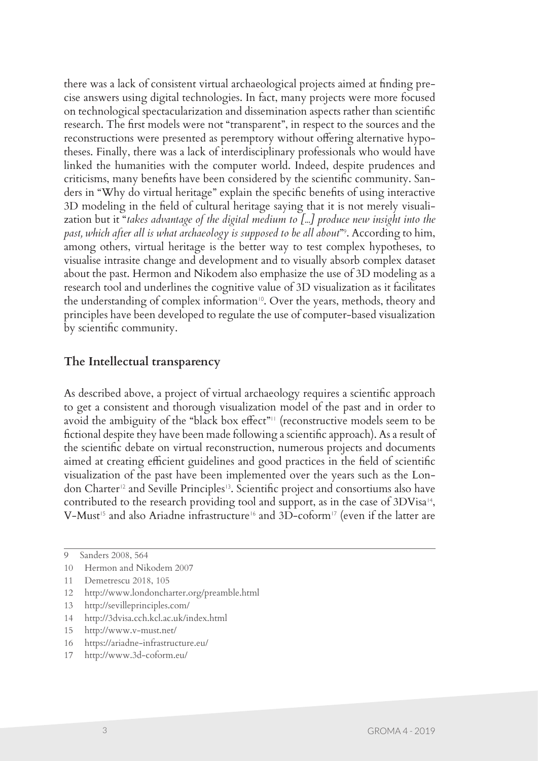there was a lack of consistent virtual archaeological projects aimed at finding precise answers using digital technologies. In fact, many projects were more focused on technological spectacularization and dissemination aspects rather than scientific research. The first models were not "transparent", in respect to the sources and the reconstructions were presented as peremptory without offering alternative hypotheses. Finally, there was a lack of interdisciplinary professionals who would have linked the humanities with the computer world. Indeed, despite prudences and criticisms, many benefits have been considered by the scientific community. Sanders in "Why do virtual heritage" explain the specific benefits of using interactive 3D modeling in the field of cultural heritage saying that it is not merely visualization but it "*takes advantage of the digital medium to [...] produce new insight into the past, which after all is what archaeology is supposed to be all about*"[9]. According to him, among others, virtual heritage is the better way to test complex hypotheses, to visualise intrasite change and development and to visually absorb complex dataset about the past. Hermon and Nikodem also emphasize the use of 3D modeling as a research tool and underlines the cognitive value of 3D visualization as it facilitates the understanding of complex information[10]. Over the years, methods, theory and principles have been developed to regulate the use of computer-based visualization by scientific community.

## The Intellectual transparency

As described above, a project of virtual archaeology requires a scientific approach to get a consistent and thorough visualization model of the past and in order to avoid the ambiguity of the "black box effect"[11] (reconstructive models seem to be fictional despite they have been made following a scientific approach). As a result of the scientific debate on virtual reconstruction, numerous projects and documents aimed at creating efficient guidelines and good practices in the field of scientific visualization of the past have been implemented over the years such as the London Charter[12] and Seville Principles[13]. Scientific project and consortiums also have contributed to the research providing tool and support, as in the case of 3DVisa[14], V-Must[15] and also Ariadne infrastructure[16] and 3D-coform[17] (even if the latter are

9 Sanders 2008, 564

10 Hermon and Nikodem 2007

11 Demetrescu 2018, 105

12 http://www.londoncharter.org/preamble.html

13 http://sevilleprinciples.com/

14 http://3dvisa.cch.kcl.ac.uk/index.html

15 http://www.v-must.net/

16 https://ariadne-infrastructure.eu/

17 http://www.3d-coform.eu/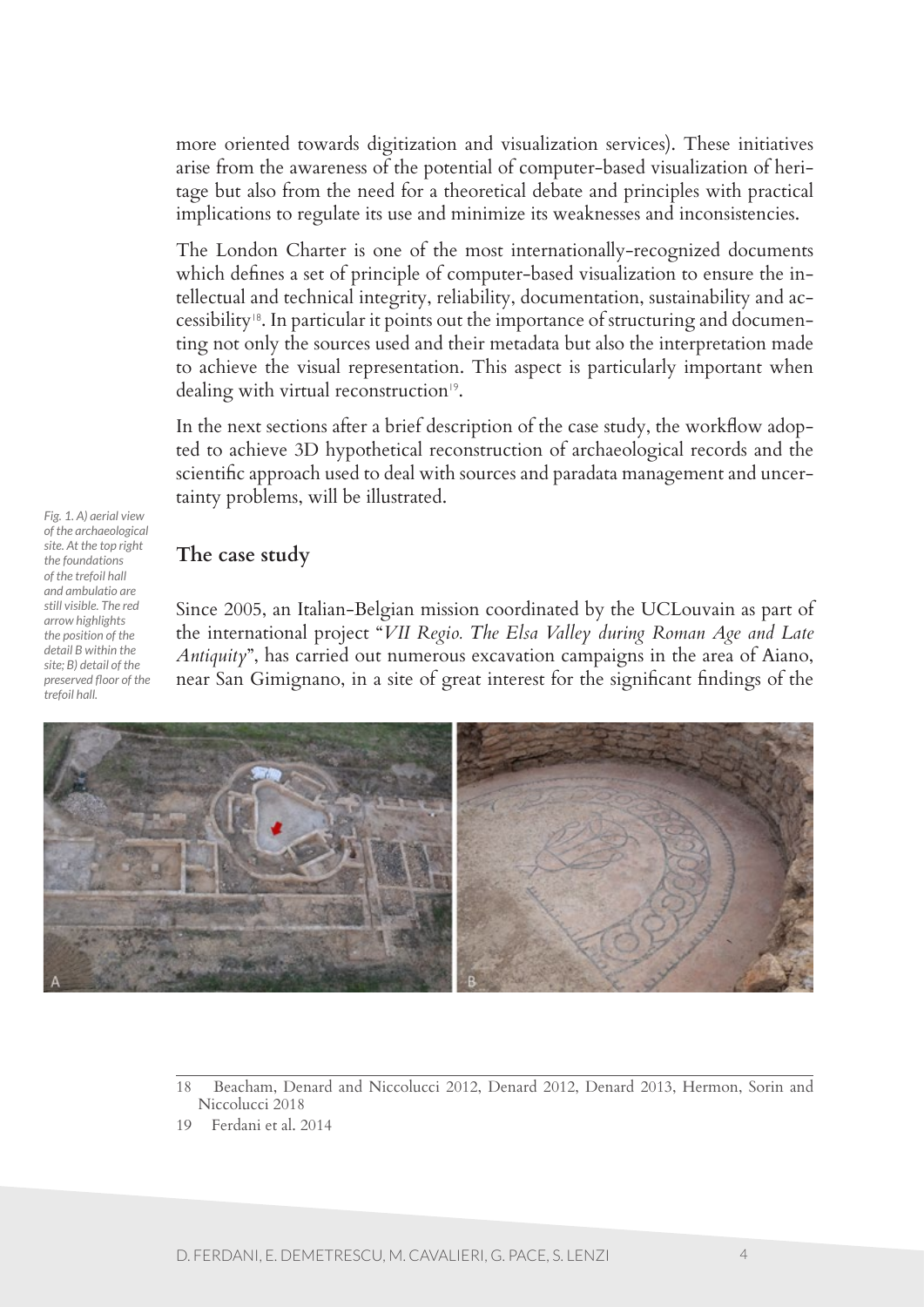more oriented towards digitization and visualization services). These initiatives arise from the awareness of the potential of computer-based visualization of heritage but also from the need for a theoretical debate and principles with practical implications to regulate its use and minimize its weaknesses and inconsistencies.

The London Charter is one of the most internationally-recognized documents which defines a set of principle of computer-based visualization to ensure the intellectual and technical integrity, reliability, documentation, sustainability and accessibility[18]. In particular it points out the importance of structuring and documenting not only the sources used and their metadata but also the interpretation made to achieve the visual representation. This aspect is particularly important when dealing with virtual reconstruction[19].

In the next sections after a brief description of the case study, the workflow adopted to achieve 3D hypothetical reconstruction of archaeological records and the scientific approach used to deal with sources and paradata management and uncertainty problems, will be illustrated.

## The case study

Since 2005, an Italian-Belgian mission coordinated by the UCLouvain as part of the international project "*VII Regio. The Elsa Valley during Roman Age and Late Antiquity*", has carried out numerous excavation campaigns in the area of Aiano, near San Gimignano, in a site of great interest for the significant findings of the

*Fig. 1. A) aerial view of the archaeological site. At the top right the foundations of the trefoil hall and ambulatio are still visible. The red arrow highlights the position of the detail B within the site; B) detail of the preserved floor of the trefoil hall.*

---

18 Beacham, Denard and Niccolucci 2012, Denard 2012, Denard 2013, Hermon, Sorin and Niccolucci 2018

19 Ferdani et al. 2014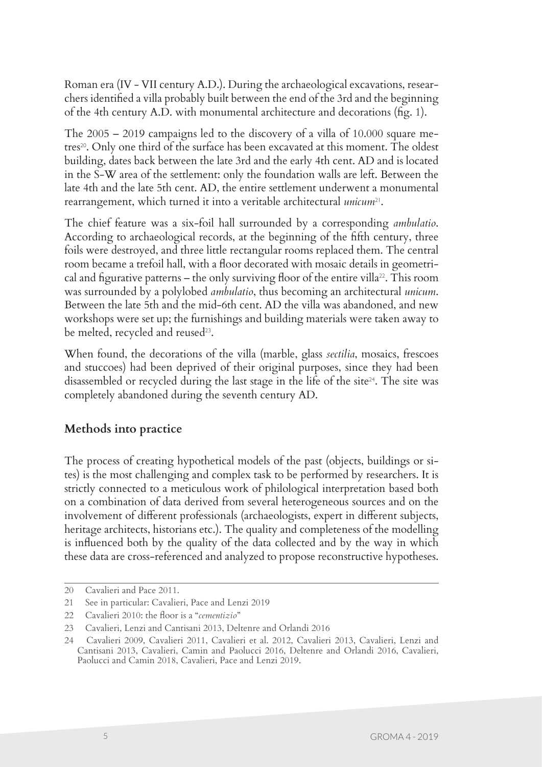Roman era (IV - VII century A.D.). During the archaeological excavations, researchers identified a villa probably built between the end of the 3rd and the beginning of the 4th century A.D. with monumental architecture and decorations (fig. 1).

The 2005 – 2019 campaigns led to the discovery of a villa of 10.000 square metres[20]. Only one third of the surface has been excavated at this moment. The oldest building, dates back between the late 3rd and the early 4th cent. AD and is located in the S-W area of the settlement: only the foundation walls are left. Between the late 4th and the late 5th cent. AD, the entire settlement underwent a monumental rearrangement, which turned it into a veritable architectural *unicum*[21].

The chief feature was a six-foil hall surrounded by a corresponding *ambulatio*. According to archaeological records, at the beginning of the fifth century, three foils were destroyed, and three little rectangular rooms replaced them. The central room became a trefoil hall, with a floor decorated with mosaic details in geometrical and figurative patterns – the only surviving floor of the entire villa[22]. This room was surrounded by a polylobed *ambulatio*, thus becoming an architectural *unicum*. Between the late 5th and the mid-6th cent. AD the villa was abandoned, and new workshops were set up; the furnishings and building materials were taken away to be melted, recycled and reused[23].

When found, the decorations of the villa (marble, glass *sectilia*, mosaics, frescoes and stuccoes) had been deprived of their original purposes, since they had been disassembled or recycled during the last stage in the life of the site[24]. The site was completely abandoned during the seventh century AD.

## Methods into practice

The process of creating hypothetical models of the past (objects, buildings or sites) is the most challenging and complex task to be performed by researchers. It is strictly connected to a meticulous work of philological interpretation based both on a combination of data derived from several heterogeneous sources and on the involvement of different professionals (archaeologists, expert in different subjects, heritage architects, historians etc.). The quality and completeness of the modelling is influenced both by the quality of the data collected and by the way in which these data are cross-referenced and analyzed to propose reconstructive hypotheses.

---

20 Cavalieri and Pace 2011.

21 See in particular: Cavalieri, Pace and Lenzi 2019

22 Cavalieri 2010: the floor is a "*cementizio*"

23 Cavalieri, Lenzi and Cantisani 2013, Deltenre and Orlandi 2016

24 Cavalieri 2009, Cavalieri 2011, Cavalieri et al. 2012, Cavalieri 2013, Cavalieri, Lenzi and Cantisani 2013, Cavalieri, Camin and Paolucci 2016, Deltenre and Orlandi 2016, Cavalieri, Paolucci and Camin 2018, Cavalieri, Pace and Lenzi 2019.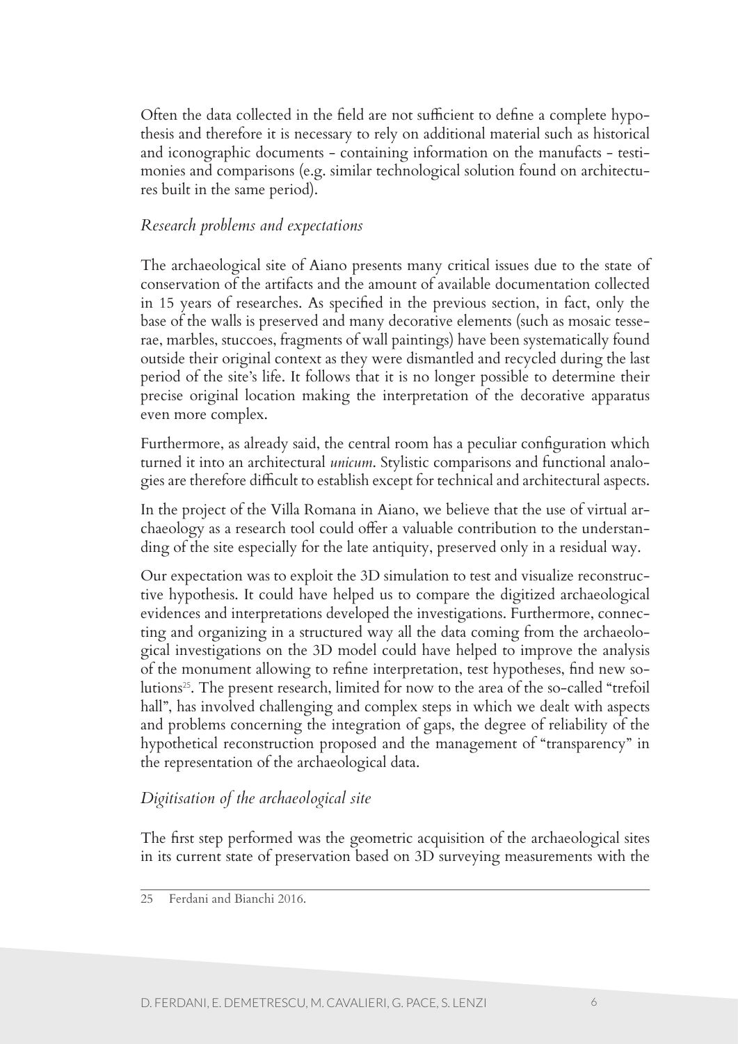Often the data collected in the field are not sufficient to define a complete hypothesis and therefore it is necessary to rely on additional material such as historical and iconographic documents - containing information on the manufacts - testimonies and comparisons (e.g. similar technological solution found on architectures built in the same period).

### *Research problems and expectations*

The archaeological site of Aiano presents many critical issues due to the state of conservation of the artifacts and the amount of available documentation collected in 15 years of researches. As specified in the previous section, in fact, only the base of the walls is preserved and many decorative elements (such as mosaic tesserae, marbles, stuccoes, fragments of wall paintings) have been systematically found outside their original context as they were dismantled and recycled during the last period of the site's life. It follows that it is no longer possible to determine their precise original location making the interpretation of the decorative apparatus even more complex.

Furthermore, as already said, the central room has a peculiar configuration which turned it into an architectural *unicum*. Stylistic comparisons and functional analogies are therefore difficult to establish except for technical and architectural aspects.

In the project of the Villa Romana in Aiano, we believe that the use of virtual archaeology as a research tool could offer a valuable contribution to the understanding of the site especially for the late antiquity, preserved only in a residual way.

Our expectation was to exploit the 3D simulation to test and visualize reconstructive hypothesis. It could have helped us to compare the digitized archaeological evidences and interpretations developed the investigations. Furthermore, connecting and organizing in a structured way all the data coming from the archaeological investigations on the 3D model could have helped to improve the analysis of the monument allowing to refine interpretation, test hypotheses, find new solutions[25]. The present research, limited for now to the area of the so-called "trefoil hall", has involved challenging and complex steps in which we dealt with aspects and problems concerning the integration of gaps, the degree of reliability of the hypothetical reconstruction proposed and the management of "transparency" in the representation of the archaeological data.

### *Digitisation of the archaeological site*

The first step performed was the geometric acquisition of the archaeological sites in its current state of preservation based on 3D surveying measurements with the

---

25 Ferdani and Bianchi 2016.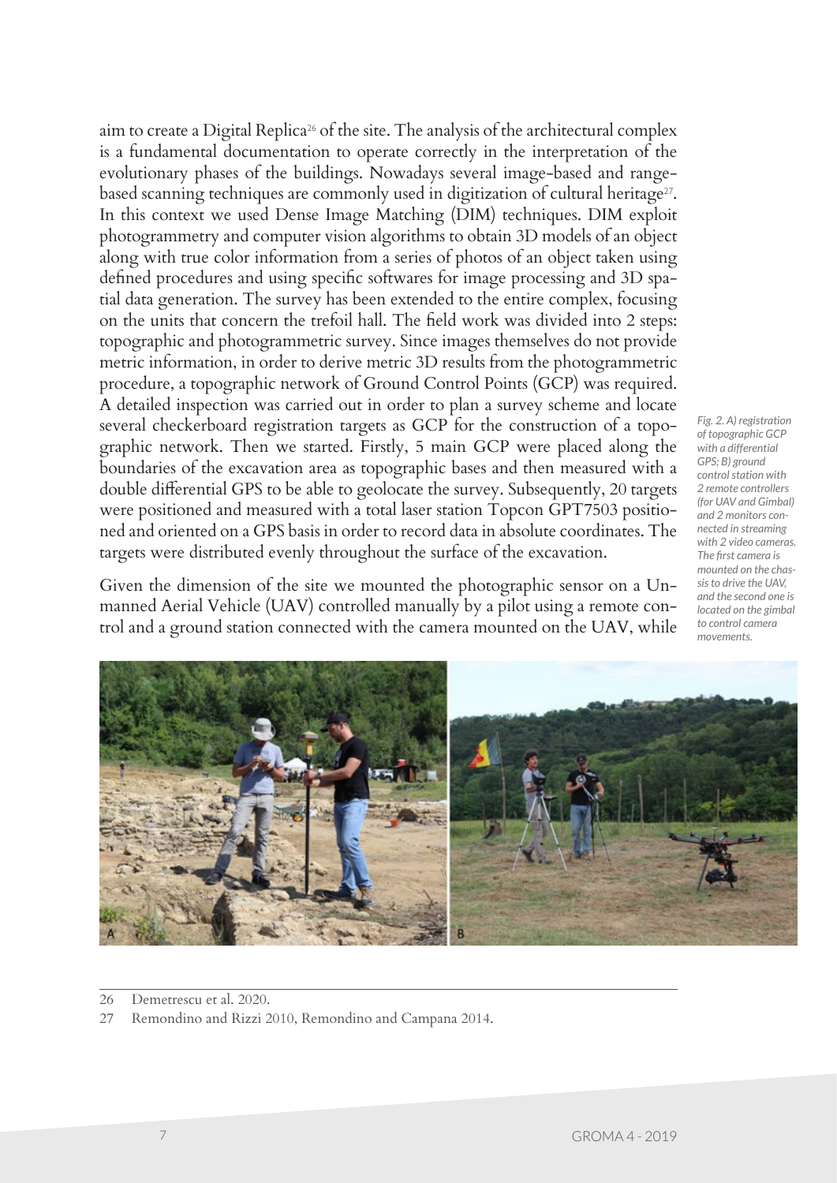aim to create a Digital Replica[26] of the site. The analysis of the architectural complex is a fundamental documentation to operate correctly in the interpretation of the evolutionary phases of the buildings. Nowadays several image-based and range-based scanning techniques are commonly used in digitization of cultural heritage[27]. In this context we used Dense Image Matching (DIM) techniques. DIM exploit photogrammetry and computer vision algorithms to obtain 3D models of an object along with true color information from a series of photos of an object taken using defined procedures and using specific softwares for image processing and 3D spatial data generation. The survey has been extended to the entire complex, focusing on the units that concern the trefoil hall. The field work was divided into 2 steps: topographic and photogrammetric survey. Since images themselves do not provide metric information, in order to derive metric 3D results from the photogrammetric procedure, a topographic network of Ground Control Points (GCP) was required. A detailed inspection was carried out in order to plan a survey scheme and locate several checkerboard registration targets as GCP for the construction of a topographic network. Then we started. Firstly, 5 main GCP were placed along the boundaries of the excavation area as topographic bases and then measured with a double differential GPS to be able to geolocate the survey. Subsequently, 20 targets were positioned and measured with a total laser station Topcon GPT7503 positioned and oriented on a GPS basis in order to record data in absolute coordinates. The targets were distributed evenly throughout the surface of the excavation.

Given the dimension of the site we mounted the photographic sensor on a Unmanned Aerial Vehicle (UAV) controlled manually by a pilot using a remote control and a ground station connected with the camera mounted on the UAV, while

*Fig. 2. A) registration of topographic GCP with a differential GPS; B) ground control station with 2 remote controllers (for UAV and Gimbal) and 2 monitors connected in streaming with 2 video cameras. The first camera is mounted on the chassis to drive the UAV, and the second one is located on the gimbal to control camera movements.*

---

26 Demetrescu et al. 2020.

27 Remondino and Rizzi 2010, Remondino and Campana 2014.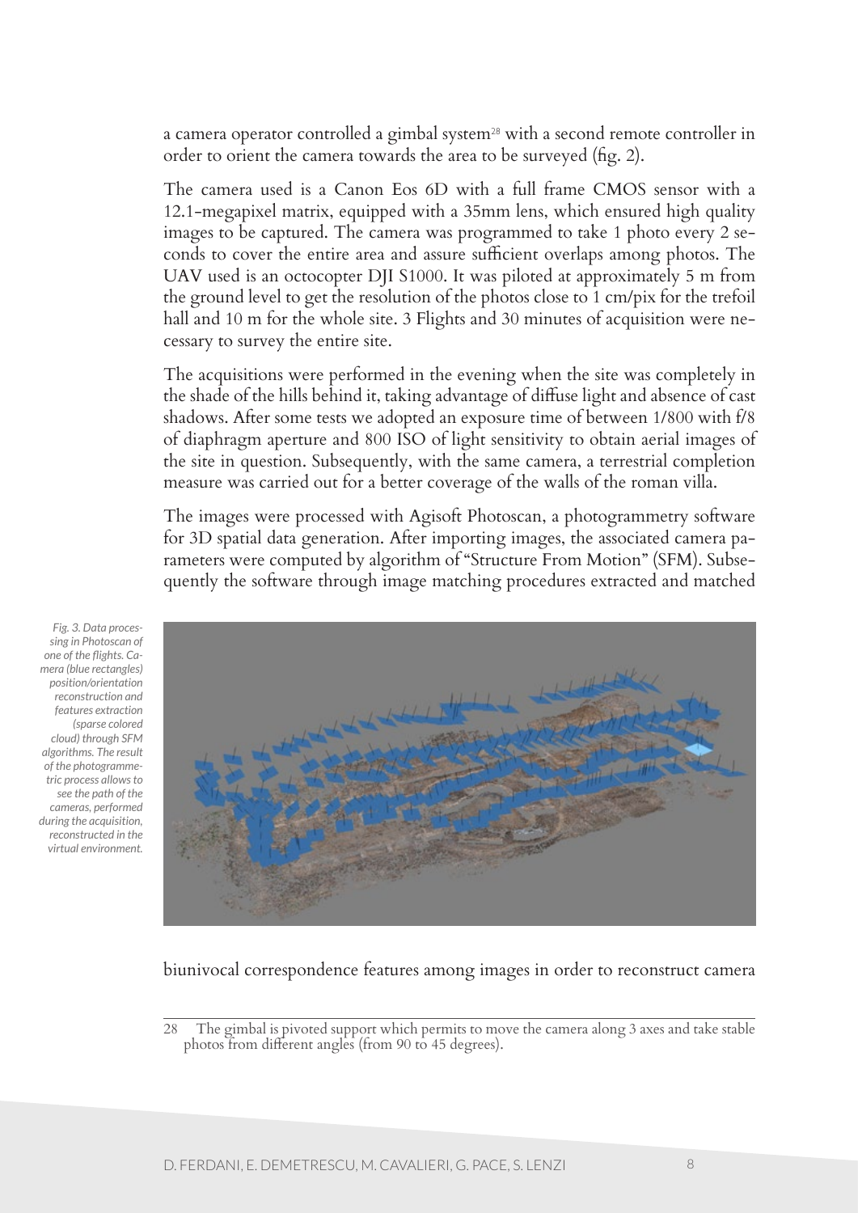a camera operator controlled a gimbal system[28] with a second remote controller in order to orient the camera towards the area to be surveyed (fig. 2).

The camera used is a Canon Eos 6D with a full frame CMOS sensor with a 12.1-megapixel matrix, equipped with a 35mm lens, which ensured high quality images to be captured. The camera was programmed to take 1 photo every 2 seconds to cover the entire area and assure sufficient overlaps among photos. The UAV used is an octocopter DJI S1000. It was piloted at approximately 5 m from the ground level to get the resolution of the photos close to 1 cm/pix for the trefoil hall and 10 m for the whole site. 3 Flights and 30 minutes of acquisition were necessary to survey the entire site.

The acquisitions were performed in the evening when the site was completely in the shade of the hills behind it, taking advantage of diffuse light and absence of cast shadows. After some tests we adopted an exposure time of between 1/800 with f/8 of diaphragm aperture and 800 ISO of light sensitivity to obtain aerial images of the site in question. Subsequently, with the same camera, a terrestrial completion measure was carried out for a better coverage of the walls of the roman villa.

The images were processed with Agisoft Photoscan, a photogrammetry software for 3D spatial data generation. After importing images, the associated camera parameters were computed by algorithm of "Structure From Motion" (SFM). Subsequently the software through image matching procedures extracted and matched

*Fig. 3. Data processing in Photoscan of one of the flights. Camera (blue rectangles) position/orientation reconstruction and features extraction (sparse colored cloud) through SFM algorithms. The result of the photogrammetric process allows to see the path of the cameras, performed during the acquisition, reconstructed in the virtual environment.*

biunivocal correspondence features among images in order to reconstruct camera

---

28 The gimbal is pivoted support which permits to move the camera along 3 axes and take stable photos from different angles (from 90 to 45 degrees).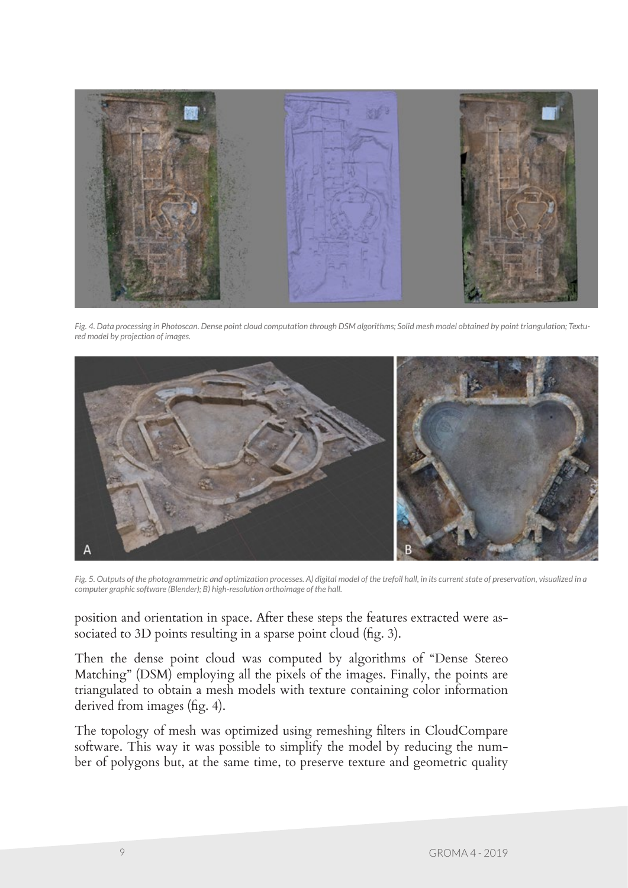*Fig. 4. Data processing in Photoscan. Dense point cloud computation through DSM algorithms; Solid mesh model obtained by point triangulation; Textured model by projection of images.*

*Fig. 5. Outputs of the photogrammetric and optimization processes. A) digital model of the trefoil hall, in its current state of preservation, visualized in a computer graphic software (Blender); B) high-resolution orthoimage of the hall.*

position and orientation in space. After these steps the features extracted were associated to 3D points resulting in a sparse point cloud (fig. 3).

Then the dense point cloud was computed by algorithms of "Dense Stereo Matching" (DSM) employing all the pixels of the images. Finally, the points are triangulated to obtain a mesh models with texture containing color information derived from images (fig. 4).

The topology of mesh was optimized using remeshing filters in CloudCompare software. This way it was possible to simplify the model by reducing the number of polygons but, at the same time, to preserve texture and geometric quality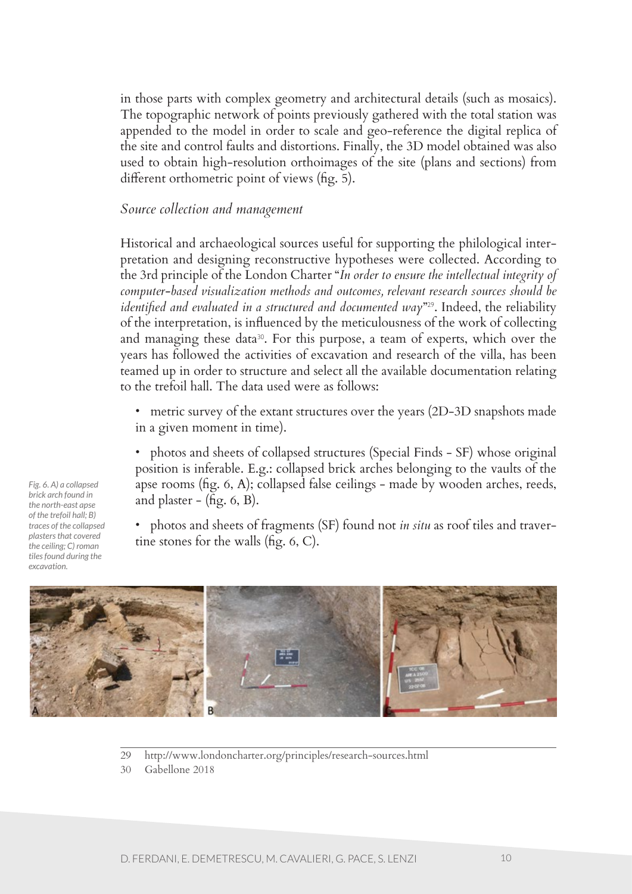in those parts with complex geometry and architectural details (such as mosaics). The topographic network of points previously gathered with the total station was appended to the model in order to scale and geo-reference the digital replica of the site and control faults and distortions. Finally, the 3D model obtained was also used to obtain high-resolution orthoimages of the site (plans and sections) from different orthometric point of views (fig. 5).

### *Source collection and management*

Historical and archaeological sources useful for supporting the philological interpretation and designing reconstructive hypotheses were collected. According to the 3rd principle of the London Charter "*In order to ensure the intellectual integrity of computer-based visualization methods and outcomes, relevant research sources should be identified and evaluated in a structured and documented way*"[29]. Indeed, the reliability of the interpretation, is influenced by the meticulousness of the work of collecting and managing these data[30]. For this purpose, a team of experts, which over the years has followed the activities of excavation and research of the villa, has been teamed up in order to structure and select all the available documentation relating to the trefoil hall. The data used were as follows:

- metric survey of the extant structures over the years (2D-3D snapshots made in a given moment in time).
- photos and sheets of collapsed structures (Special Finds - SF) whose original position is inferable. E.g.: collapsed brick arches belonging to the vaults of the apse rooms (fig. 6, A); collapsed false ceilings - made by wooden arches, reeds, and plaster - (fig. 6, B).
- photos and sheets of fragments (SF) found not *in situ* as roof tiles and travertine stones for the walls (fig. 6, C).

*Fig. 6. A) a collapsed brick arch found in the north-east apse of the trefoil hall; B) traces of the collapsed plasters that covered the ceiling; C) roman tiles found during the excavation.*

29 http://www.londoncharter.org/principles/research-sources.html

30 Gabellone 2018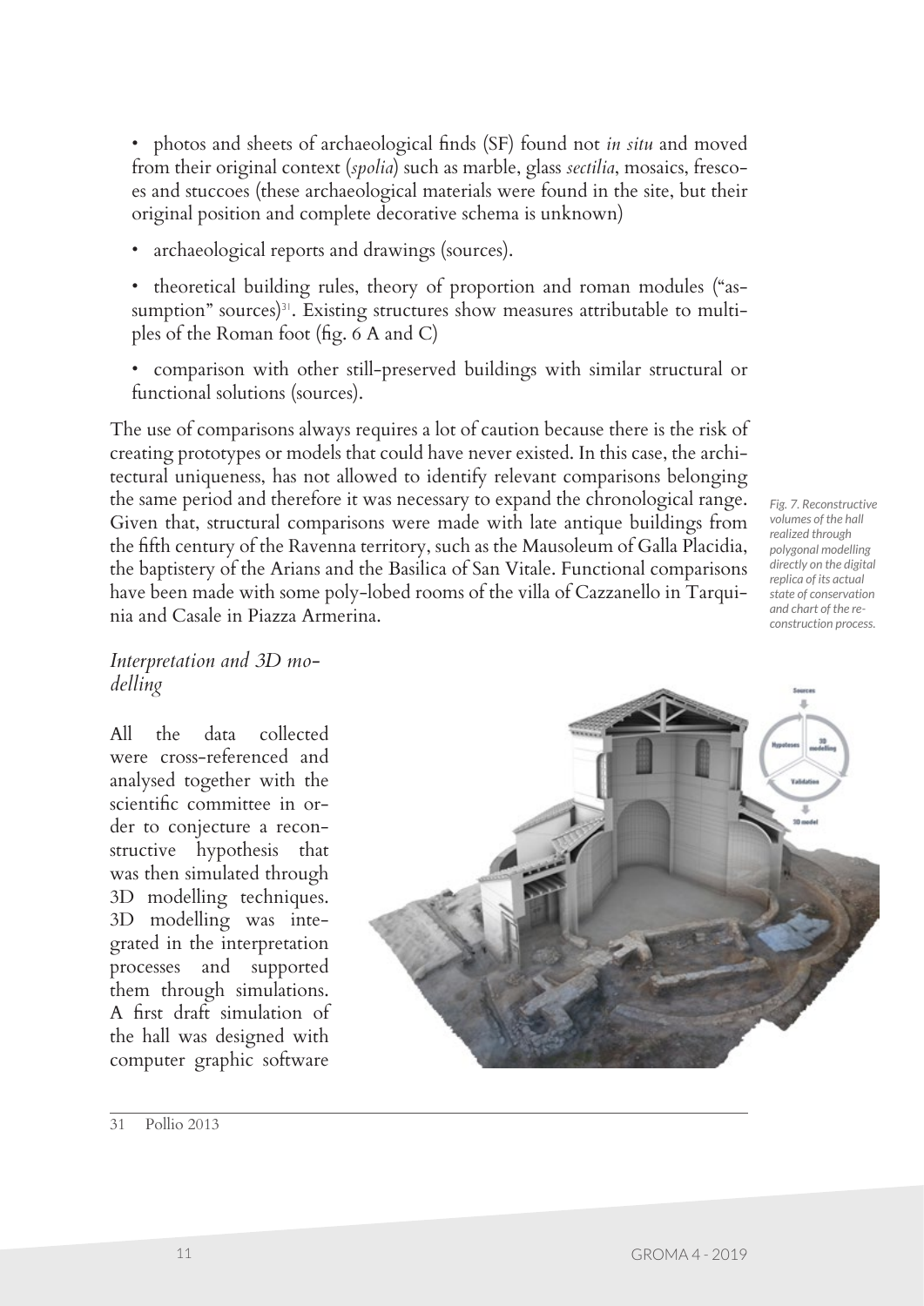- photos and sheets of archaeological finds (SF) found not *in situ* and moved from their original context (*spolia*) such as marble, glass *sectilia*, mosaics, frescoes and stuccoes (these archaeological materials were found in the site, but their original position and complete decorative schema is unknown)
- archaeological reports and drawings (sources).
- theoretical building rules, theory of proportion and roman modules ("assumption" sources)[31]. Existing structures show measures attributable to multiples of the Roman foot (fig. 6 A and C)
- comparison with other still-preserved buildings with similar structural or functional solutions (sources).

The use of comparisons always requires a lot of caution because there is the risk of creating prototypes or models that could have never existed. In this case, the architectural uniqueness, has not allowed to identify relevant comparisons belonging the same period and therefore it was necessary to expand the chronological range. Given that, structural comparisons were made with late antique buildings from the fifth century of the Ravenna territory, such as the Mausoleum of Galla Placidia, the baptistery of the Arians and the Basilica of San Vitale. Functional comparisons have been made with some poly-lobed rooms of the villa of Cazzanello in Tarquinia and Casale in Piazza Armerina.

*Fig. 7. Reconstructive volumes of the hall realized through polygonal modelling directly on the digital replica of its actual state of conservation and chart of the reconstruction process.*

## *Interpretation and 3D modelling*

All the data collected were cross-referenced and analysed together with the scientific committee in order to conjecture a reconstructive hypothesis that was then simulated through 3D modelling techniques. 3D modelling was integrated in the interpretation processes and supported them through simulations. A first draft simulation of the hall was designed with computer graphic software

31 Pollio 2013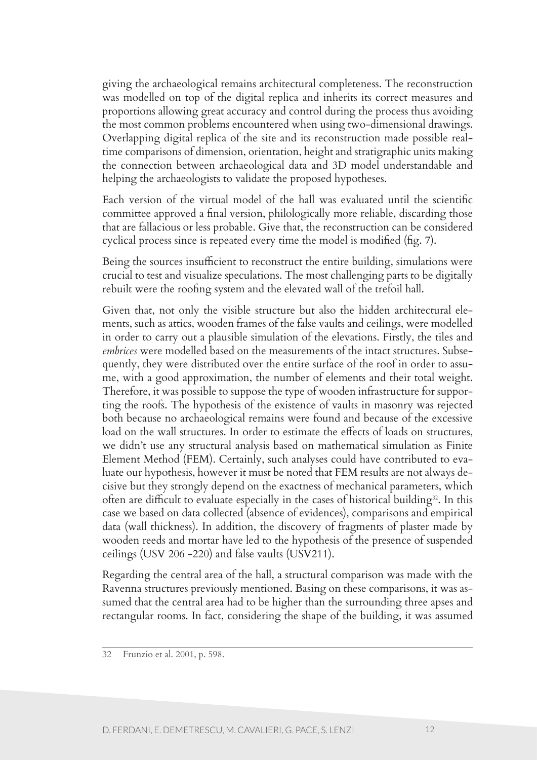giving the archaeological remains architectural completeness. The reconstruction was modelled on top of the digital replica and inherits its correct measures and proportions allowing great accuracy and control during the process thus avoiding the most common problems encountered when using two-dimensional drawings. Overlapping digital replica of the site and its reconstruction made possible real-time comparisons of dimension, orientation, height and stratigraphic units making the connection between archaeological data and 3D model understandable and helping the archaeologists to validate the proposed hypotheses.

Each version of the virtual model of the hall was evaluated until the scientific committee approved a final version, philologically more reliable, discarding those that are fallacious or less probable. Give that, the reconstruction can be considered cyclical process since is repeated every time the model is modified (fig. 7).

Being the sources insufficient to reconstruct the entire building, simulations were crucial to test and visualize speculations. The most challenging parts to be digitally rebuilt were the roofing system and the elevated wall of the trefoil hall.

Given that, not only the visible structure but also the hidden architectural elements, such as attics, wooden frames of the false vaults and ceilings, were modelled in order to carry out a plausible simulation of the elevations. Firstly, the tiles and *embrices* were modelled based on the measurements of the intact structures. Subsequently, they were distributed over the entire surface of the roof in order to assume, with a good approximation, the number of elements and their total weight. Therefore, it was possible to suppose the type of wooden infrastructure for supporting the roofs. The hypothesis of the existence of vaults in masonry was rejected both because no archaeological remains were found and because of the excessive load on the wall structures. In order to estimate the effects of loads on structures, we didn't use any structural analysis based on mathematical simulation as Finite Element Method (FEM). Certainly, such analyses could have contributed to evaluate our hypothesis, however it must be noted that FEM results are not always decisive but they strongly depend on the exactness of mechanical parameters, which often are difficult to evaluate especially in the cases of historical building[32]. In this case we based on data collected (absence of evidences), comparisons and empirical data (wall thickness). In addition, the discovery of fragments of plaster made by wooden reeds and mortar have led to the hypothesis of the presence of suspended ceilings (USV 206 -220) and false vaults (USV211).

Regarding the central area of the hall, a structural comparison was made with the Ravenna structures previously mentioned. Basing on these comparisons, it was assumed that the central area had to be higher than the surrounding three apses and rectangular rooms. In fact, considering the shape of the building, it was assumed

---

32 Frunzio et al. 2001, p. 598.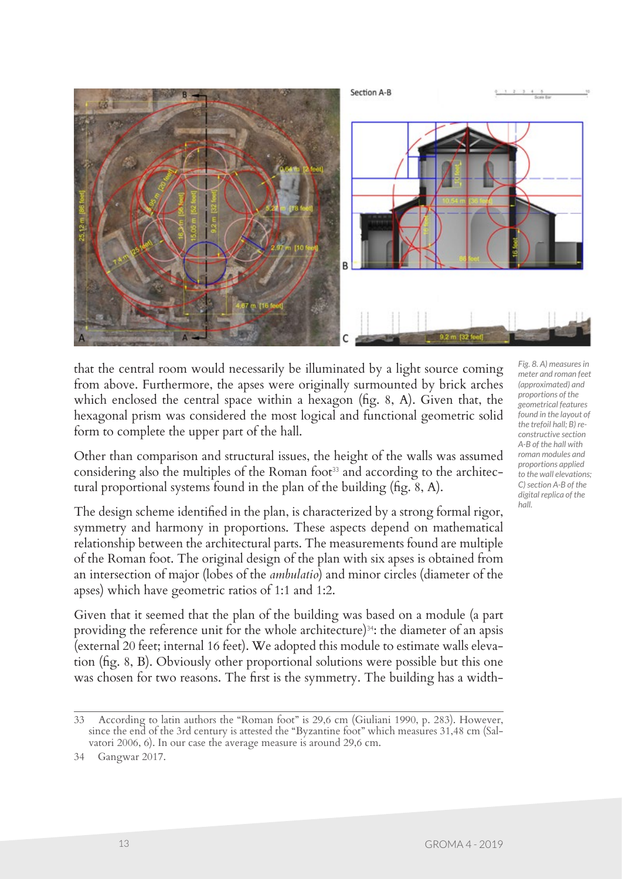that the central room would necessarily be illuminated by a light source coming from above. Furthermore, the apses were originally surmounted by brick arches which enclosed the central space within a hexagon (fig. 8, A). Given that, the hexagonal prism was considered the most logical and functional geometric solid form to complete the upper part of the hall.

Other than comparison and structural issues, the height of the walls was assumed considering also the multiples of the Roman foot[33] and according to the architectural proportional systems found in the plan of the building (fig. 8, A).

The design scheme identified in the plan, is characterized by a strong formal rigor, symmetry and harmony in proportions. These aspects depend on mathematical relationship between the architectural parts. The measurements found are multiple of the Roman foot. The original design of the plan with six apses is obtained from an intersection of major (lobes of the *ambulatio*) and minor circles (diameter of the apses) which have geometric ratios of 1:1 and 1:2.

Given that it seemed that the plan of the building was based on a module (a part providing the reference unit for the whole architecture)[34]: the diameter of an apsis (external 20 feet; internal 16 feet). We adopted this module to estimate walls elevation (fig. 8, B). Obviously other proportional solutions were possible but this one was chosen for two reasons. The first is the symmetry. The building has a width-

*Fig. 8. A) measures in meter and roman feet (approximated) and proportions of the geometrical features found in the layout of the trefoil hall; B) reconstructive section A-B of the hall with roman modules and proportions applied to the wall elevations; C) section A-B of the digital replica of the hall.*

---

33 According to latin authors the "Roman foot" is 29,6 cm (Giuliani 1990, p. 283). However, since the end of the 3rd century is attested the "Byzantine foot" which measures 31,48 cm (Salvatori 2006, 6). In our case the average measure is around 29,6 cm.

34 Gangwar 2017.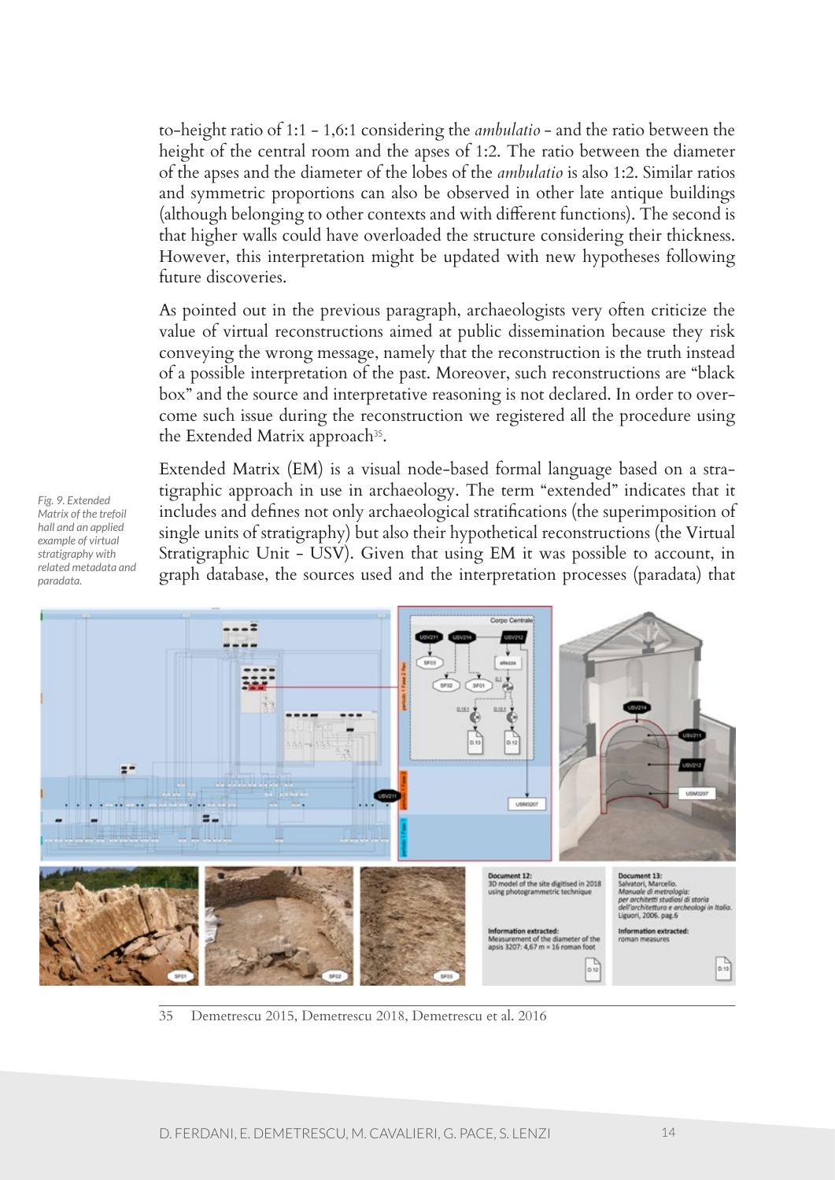to-height ratio of 1:1 - 1,6:1 considering the *ambulatio* - and the ratio between the height of the central room and the apses of 1:2. The ratio between the diameter of the apses and the diameter of the lobes of the *ambulatio* is also 1:2. Similar ratios and symmetric proportions can also be observed in other late antique buildings (although belonging to other contexts and with different functions). The second is that higher walls could have overloaded the structure considering their thickness. However, this interpretation might be updated with new hypotheses following future discoveries.

As pointed out in the previous paragraph, archaeologists very often criticize the value of virtual reconstructions aimed at public dissemination because they risk conveying the wrong message, namely that the reconstruction is the truth instead of a possible interpretation of the past. Moreover, such reconstructions are "black box" and the source and interpretative reasoning is not declared. In order to overcome such issue during the reconstruction we registered all the procedure using the Extended Matrix approach[35].

Extended Matrix (EM) is a visual node-based formal language based on a stratigraphic approach in use in archaeology. The term "extended" indicates that it includes and defines not only archaeological stratifications (the superimposition of single units of stratigraphy) but also their hypothetical reconstructions (the Virtual Stratigraphic Unit - USV). Given that using EM it was possible to account, in graph database, the sources used and the interpretation processes (paradata) that

*Fig. 9. Extended Matrix of the trefoil hall and an applied example of virtual stratigraphy with related metadata and paradata.*

35 Demetrescu 2015, Demetrescu 2018, Demetrescu et al. 2016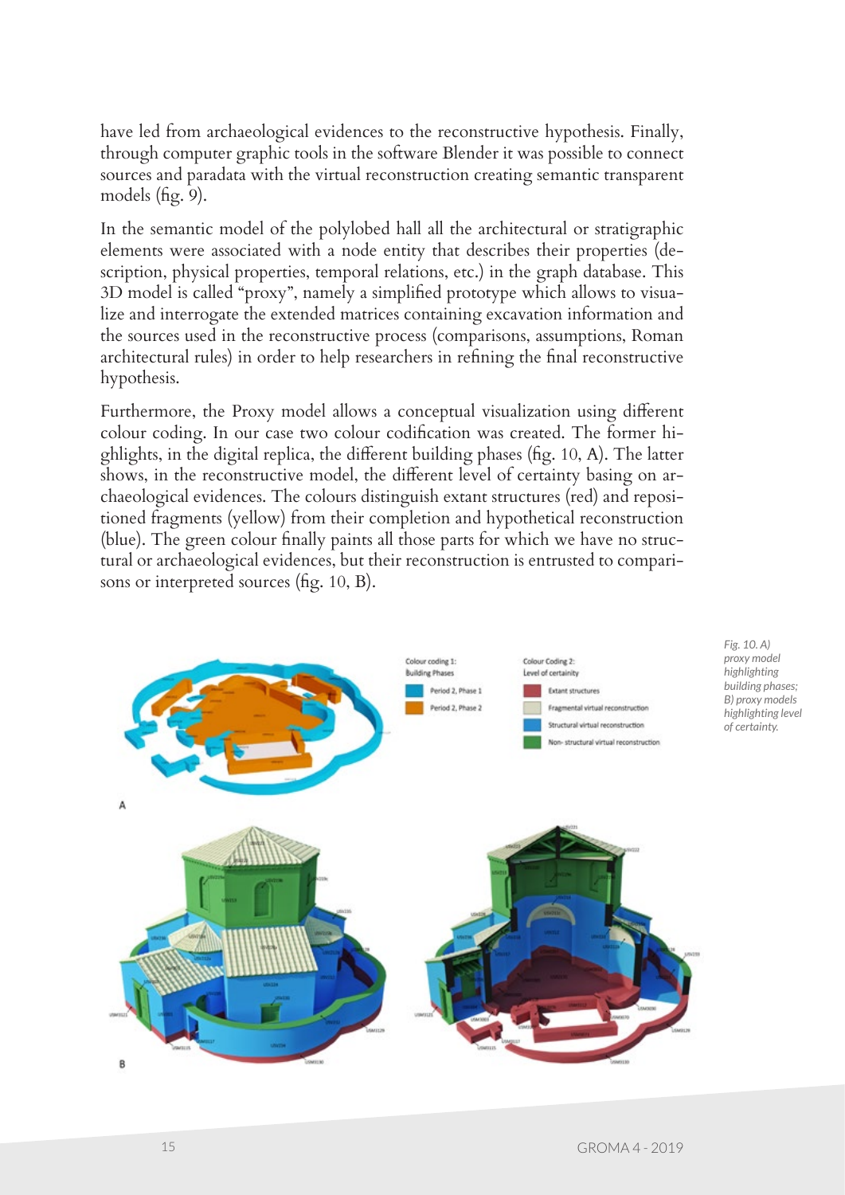have led from archaeological evidences to the reconstructive hypothesis. Finally, through computer graphic tools in the software Blender it was possible to connect sources and paradata with the virtual reconstruction creating semantic transparent models (fig. 9).

In the semantic model of the polylobed hall all the architectural or stratigraphic elements were associated with a node entity that describes their properties (description, physical properties, temporal relations, etc.) in the graph database. This 3D model is called "proxy", namely a simplified prototype which allows to visualize and interrogate the extended matrices containing excavation information and the sources used in the reconstructive process (comparisons, assumptions, Roman architectural rules) in order to help researchers in refining the final reconstructive hypothesis.

Furthermore, the Proxy model allows a conceptual visualization using different colour coding. In our case two colour codification was created. The former highlights, in the digital replica, the different building phases (fig. 10, A). The latter shows, in the reconstructive model, the different level of certainty basing on archaeological evidences. The colours distinguish extant structures (red) and repositioned fragments (yellow) from their completion and hypothetical reconstruction (blue). The green colour finally paints all those parts for which we have no structural or archaeological evidences, but their reconstruction is entrusted to comparisons or interpreted sources (fig. 10, B).

*Fig. 10. A) proxy model highlighting building phases; B) proxy models highlighting level of certainty.*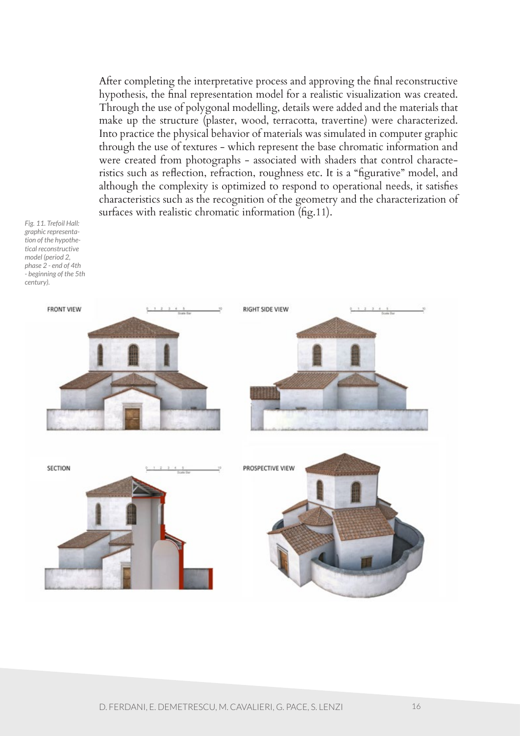After completing the interpretative process and approving the final reconstructive hypothesis, the final representation model for a realistic visualization was created. Through the use of polygonal modelling, details were added and the materials that make up the structure (plaster, wood, terracotta, travertine) were characterized. Into practice the physical behavior of materials was simulated in computer graphic through the use of textures - which represent the base chromatic information and were created from photographs - associated with shaders that control characteristics such as reflection, refraction, roughness etc. It is a "figurative" model, and although the complexity is optimized to respond to operational needs, it satisfies characteristics such as the recognition of the geometry and the characterization of surfaces with realistic chromatic information (fig.11).

*Fig. 11. Trefoil Hall: graphic representation of the hypothetical reconstructive model (period 2, phase 2 - end of 4th - beginning of the 5th century).*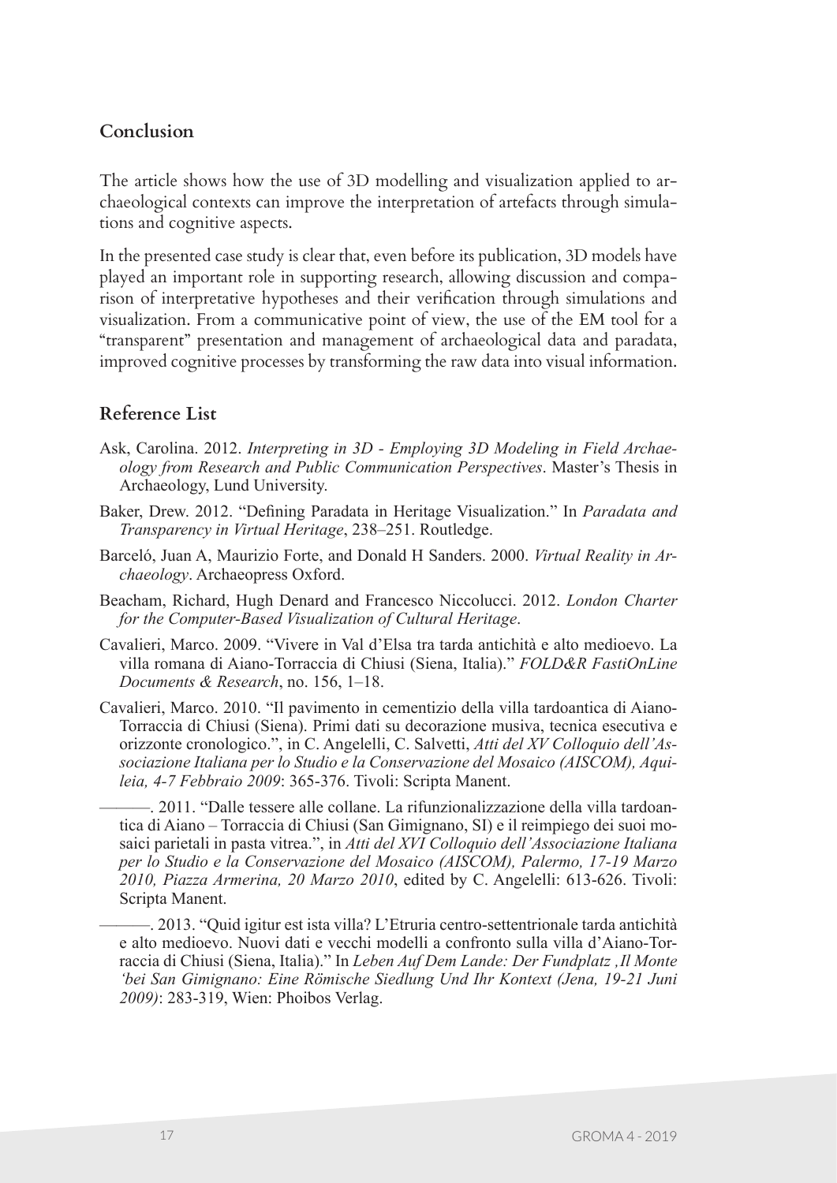## Conclusion

The article shows how the use of 3D modelling and visualization applied to archaeological contexts can improve the interpretation of artefacts through simulations and cognitive aspects.

In the presented case study is clear that, even before its publication, 3D models have played an important role in supporting research, allowing discussion and comparison of interpretative hypotheses and their verification through simulations and visualization. From a communicative point of view, the use of the EM tool for a "transparent" presentation and management of archaeological data and paradata, improved cognitive processes by transforming the raw data into visual information.

## Reference List

Ask, Carolina. 2012. *Interpreting in 3D - Employing 3D Modeling in Field Archaeology from Research and Public Communication Perspectives*. Master's Thesis in Archaeology, Lund University.

Baker, Drew. 2012. "Defining Paradata in Heritage Visualization." In *Paradata and Transparency in Virtual Heritage*, 238–251. Routledge.

Barceló, Juan A, Maurizio Forte, and Donald H Sanders. 2000. *Virtual Reality in Archaeology*. Archaeopress Oxford.

Beacham, Richard, Hugh Denard and Francesco Niccolucci. 2012. *London Charter for the Computer-Based Visualization of Cultural Heritage*.

Cavalieri, Marco. 2009. "Vivere in Val d'Elsa tra tarda antichità e alto medioevo. La villa romana di Aiano-Torraccia di Chiusi (Siena, Italia)." *FOLD&R FastiOnLine Documents & Research*, no. 156, 1–18.

Cavalieri, Marco. 2010. "Il pavimento in cementizio della villa tardoantica di Aiano-Torraccia di Chiusi (Siena). Primi dati su decorazione musiva, tecnica esecutiva e orizzonte cronologico.", in C. Angelelli, C. Salvetti, *Atti del XV Colloquio dell'Associazione Italiana per lo Studio e la Conservazione del Mosaico (AISCOM), Aquileia, 4-7 Febbraio 2009*: 365-376. Tivoli: Scripta Manent.

———. 2011. "Dalle tessere alle collane. La rifunzionalizzazione della villa tardoantica di Aiano – Torraccia di Chiusi (San Gimignano, SI) e il reimpiego dei suoi mosaici parietali in pasta vitrea.", in *Atti del XVI Colloquio dell'Associazione Italiana per lo Studio e la Conservazione del Mosaico (AISCOM), Palermo, 17-19 Marzo 2010, Piazza Armerina, 20 Marzo 2010*, edited by C. Angelelli: 613-626. Tivoli: Scripta Manent.

———. 2013. "Quid igitur est ista villa? L'Etruria centro-settentrionale tarda antichità e alto medioevo. Nuovi dati e vecchi modelli a confronto sulla villa d'Aiano-Torraccia di Chiusi (Siena, Italia)." In *Leben Auf Dem Lande: Der Fundplatz ,Il Monte 'bei San Gimignano: Eine Römische Siedlung Und Ihr Kontext (Jena, 19-21 Juni 2009)*: 283-319, Wien: Phoibos Verlag.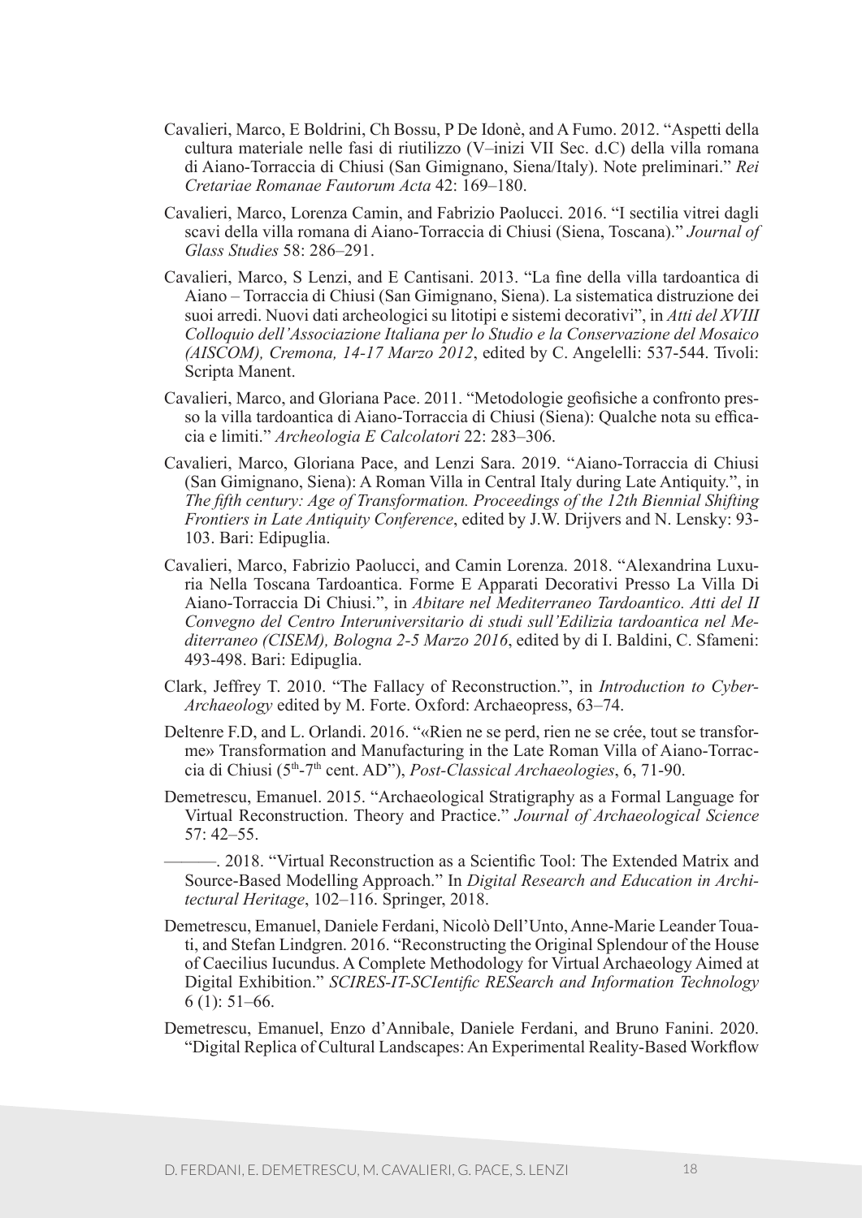Cavalieri, Marco, E Boldrini, Ch Bossu, P De Idonè, and A Fumo. 2012. "Aspetti della cultura materiale nelle fasi di riutilizzo (V–inizi VII Sec. d.C) della villa romana di Aiano-Torraccia di Chiusi (San Gimignano, Siena/Italy). Note preliminari." *Rei Cretariae Romanae Fautorum Acta* 42: 169–180.

Cavalieri, Marco, Lorenza Camin, and Fabrizio Paolucci. 2016. "I sectilia vitrei dagli scavi della villa romana di Aiano-Torraccia di Chiusi (Siena, Toscana)." *Journal of Glass Studies* 58: 286–291.

Cavalieri, Marco, S Lenzi, and E Cantisani. 2013. "La fine della villa tardoantica di Aiano – Torraccia di Chiusi (San Gimignano, Siena). La sistematica distruzione dei suoi arredi. Nuovi dati archeologici su litotipi e sistemi decorativi", in *Atti del XVIII Colloquio dell'Associazione Italiana per lo Studio e la Conservazione del Mosaico (AISCOM), Cremona, 14-17 Marzo 2012*, edited by C. Angelelli: 537-544. Tivoli: Scripta Manent.

Cavalieri, Marco, and Gloriana Pace. 2011. "Metodologie geofisiche a confronto presso la villa tardoantica di Aiano-Torraccia di Chiusi (Siena): Qualche nota su efficacia e limiti." *Archeologia E Calcolatori* 22: 283–306.

Cavalieri, Marco, Gloriana Pace, and Lenzi Sara. 2019. "Aiano-Torraccia di Chiusi (San Gimignano, Siena): A Roman Villa in Central Italy during Late Antiquity.", in *The fifth century: Age of Transformation. Proceedings of the 12th Biennial Shifting Frontiers in Late Antiquity Conference*, edited by J.W. Drijvers and N. Lensky: 93-103. Bari: Edipuglia.

Cavalieri, Marco, Fabrizio Paolucci, and Camin Lorenza. 2018. "Alexandrina Luxuria Nella Toscana Tardoantica. Forme E Apparati Decorativi Presso La Villa Di Aiano-Torraccia Di Chiusi.", in *Abitare nel Mediterraneo Tardoantico. Atti del II Convegno del Centro Interuniversitario di studi sull'Edilizia tardoantica nel Mediterraneo (CISEM), Bologna 2-5 Marzo 2016*, edited by di I. Baldini, C. Sfameni: 493-498. Bari: Edipuglia.

Clark, Jeffrey T. 2010. "The Fallacy of Reconstruction.", in *Introduction to Cyber-Archaeology* edited by M. Forte. Oxford: Archaeopress, 63–74.

Deltenre F.D, and L. Orlandi. 2016. "«Rien ne se perd, rien ne se crée, tout se transforme» Transformation and Manufacturing in the Late Roman Villa of Aiano-Torraccia di Chiusi ($5^{th}$-$7^{th}$ cent. AD"), *Post-Classical Archaeologies*, 6, 71-90.

Demetrescu, Emanuel. 2015. "Archaeological Stratigraphy as a Formal Language for Virtual Reconstruction. Theory and Practice." *Journal of Archaeological Science* 57: 42–55.

———. 2018. "Virtual Reconstruction as a Scientific Tool: The Extended Matrix and Source-Based Modelling Approach." In *Digital Research and Education in Architectural Heritage*, 102–116. Springer, 2018.

Demetrescu, Emanuel, Daniele Ferdani, Nicolò Dell'Unto, Anne-Marie Leander Touati, and Stefan Lindgren. 2016. "Reconstructing the Original Splendour of the House of Caecilius Iucundus. A Complete Methodology for Virtual Archaeology Aimed at Digital Exhibition." *SCIRES-IT-SCIentific RESearch and Information Technology* 6 (1): 51–66.

Demetrescu, Emanuel, Enzo d'Annibale, Daniele Ferdani, and Bruno Fanini. 2020. "Digital Replica of Cultural Landscapes: An Experimental Reality-Based Workflow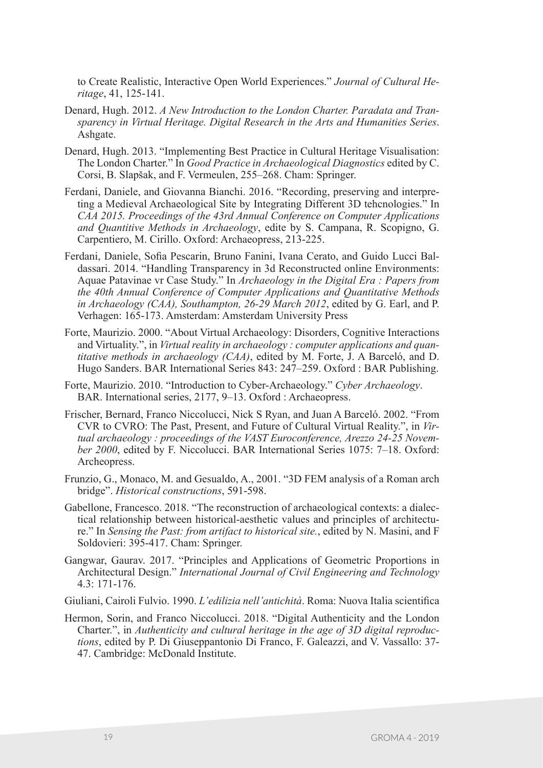to Create Realistic, Interactive Open World Experiences." *Journal of Cultural Heritage*, 41, 125-141.

Denard, Hugh. 2012. *A New Introduction to the London Charter. Paradata and Transparency in Virtual Heritage. Digital Research in the Arts and Humanities Series*. Ashgate.

Denard, Hugh. 2013. "Implementing Best Practice in Cultural Heritage Visualisation: The London Charter." In *Good Practice in Archaeological Diagnostics* edited by C. Corsi, B. Slapšak, and F. Vermeulen, 255–268. Cham: Springer.

Ferdani, Daniele, and Giovanna Bianchi. 2016. "Recording, preserving and interpreting a Medieval Archaeological Site by Integrating Different 3D tehcnologies." In *CAA 2015. Proceedings of the 43rd Annual Conference on Computer Applications and Quantitive Methods in Archaeology*, edite by S. Campana, R. Scopigno, G. Carpentiero, M. Cirillo. Oxford: Archaeopress, 213-225.

Ferdani, Daniele, Sofia Pescarin, Bruno Fanini, Ivana Cerato, and Guido Lucci Baldassari. 2014. "Handling Transparency in 3d Reconstructed online Environments: Aquae Patavinae vr Case Study." In *Archaeology in the Digital Era : Papers from the 40th Annual Conference of Computer Applications and Quantitative Methods in Archaeology (CAA), Southampton, 26-29 March 2012*, edited by G. Earl, and P. Verhagen: 165-173. Amsterdam: Amsterdam University Press

Forte, Maurizio. 2000. "About Virtual Archaeology: Disorders, Cognitive Interactions and Virtuality.", in *Virtual reality in archaeology : computer applications and quantitative methods in archaeology (CAA)*, edited by M. Forte, J. A Barceló, and D. Hugo Sanders. BAR International Series 843: 247–259. Oxford : BAR Publishing.

Forte, Maurizio. 2010. "Introduction to Cyber-Archaeology." *Cyber Archaeology*. BAR. International series, 2177, 9–13. Oxford : Archaeopress.

Frischer, Bernard, Franco Niccolucci, Nick S Ryan, and Juan A Barceló. 2002. "From CVR to CVRO: The Past, Present, and Future of Cultural Virtual Reality.", in *Virtual archaeology : proceedings of the VAST Euroconference, Arezzo 24-25 November 2000*, edited by F. Niccolucci. BAR International Series 1075: 7–18. Oxford: Archeopress.

Frunzio, G., Monaco, M. and Gesualdo, A., 2001. "3D FEM analysis of a Roman arch bridge". *Historical constructions*, 591-598.

Gabellone, Francesco. 2018. "The reconstruction of archaeological contexts: a dialectical relationship between historical-aesthetic values and principles of architecture." In *Sensing the Past: from artifact to historical site.*, edited by N. Masini, and F Soldovieri: 395-417. Cham: Springer.

Gangwar, Gaurav. 2017. "Principles and Applications of Geometric Proportions in Architectural Design." *International Journal of Civil Engineering and Technology* 4.3: 171-176.

Giuliani, Cairoli Fulvio. 1990. *L'edilizia nell'antichità*. Roma: Nuova Italia scientifica

Hermon, Sorin, and Franco Niccolucci. 2018. "Digital Authenticity and the London Charter.", in *Authenticity and cultural heritage in the age of 3D digital reproductions*, edited by P. Di Giuseppantonio Di Franco, F. Galeazzi, and V. Vassallo: 37-47. Cambridge: McDonald Institute.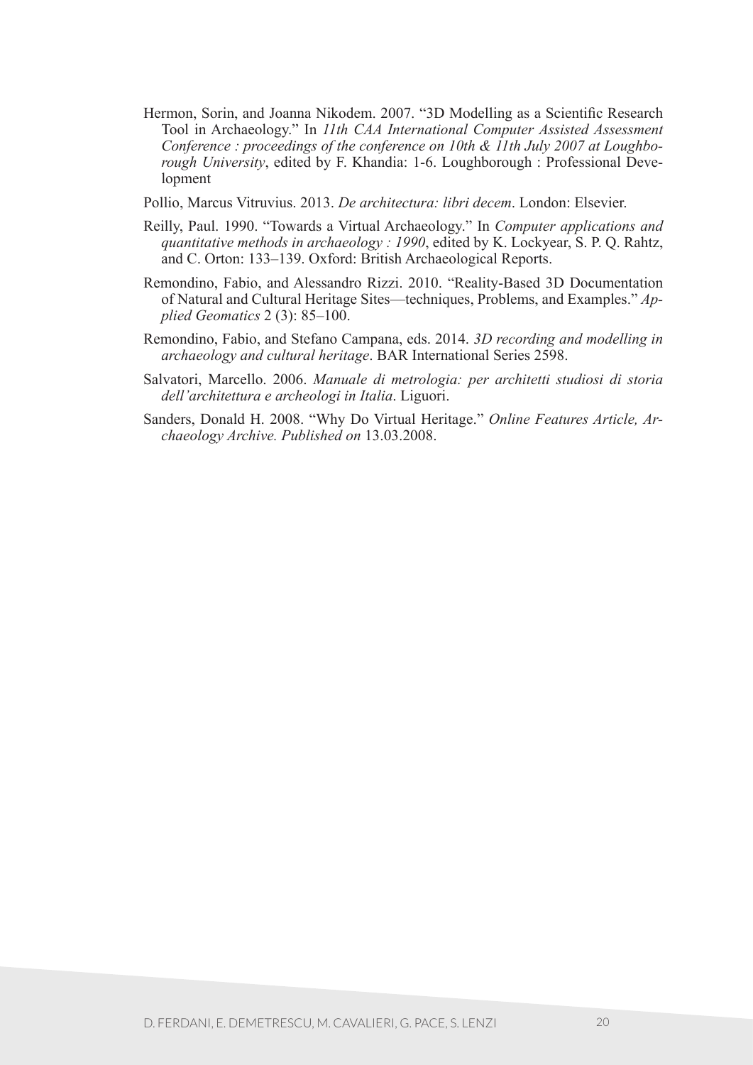Hermon, Sorin, and Joanna Nikodem. 2007. "3D Modelling as a Scientific Research Tool in Archaeology." In *11th CAA International Computer Assisted Assessment Conference : proceedings of the conference on 10th & 11th July 2007 at Loughborough University*, edited by F. Khandia: 1-6. Loughborough : Professional Development

Pollio, Marcus Vitruvius. 2013. *De architectura: libri decem*. London: Elsevier.

Reilly, Paul. 1990. "Towards a Virtual Archaeology." In *Computer applications and quantitative methods in archaeology : 1990*, edited by K. Lockyear, S. P. Q. Rahtz, and C. Orton: 133–139. Oxford: British Archaeological Reports.

Remondino, Fabio, and Alessandro Rizzi. 2010. "Reality-Based 3D Documentation of Natural and Cultural Heritage Sites—techniques, Problems, and Examples." *Applied Geomatics* 2 (3): 85–100.

Remondino, Fabio, and Stefano Campana, eds. 2014. *3D recording and modelling in archaeology and cultural heritage*. BAR International Series 2598.

Salvatori, Marcello. 2006. *Manuale di metrologia: per architetti studiosi di storia dell'architettura e archeologi in Italia*. Liguori.

Sanders, Donald H. 2008. "Why Do Virtual Heritage." *Online Features Article, Archaeology Archive. Published on* 13.03.2008.